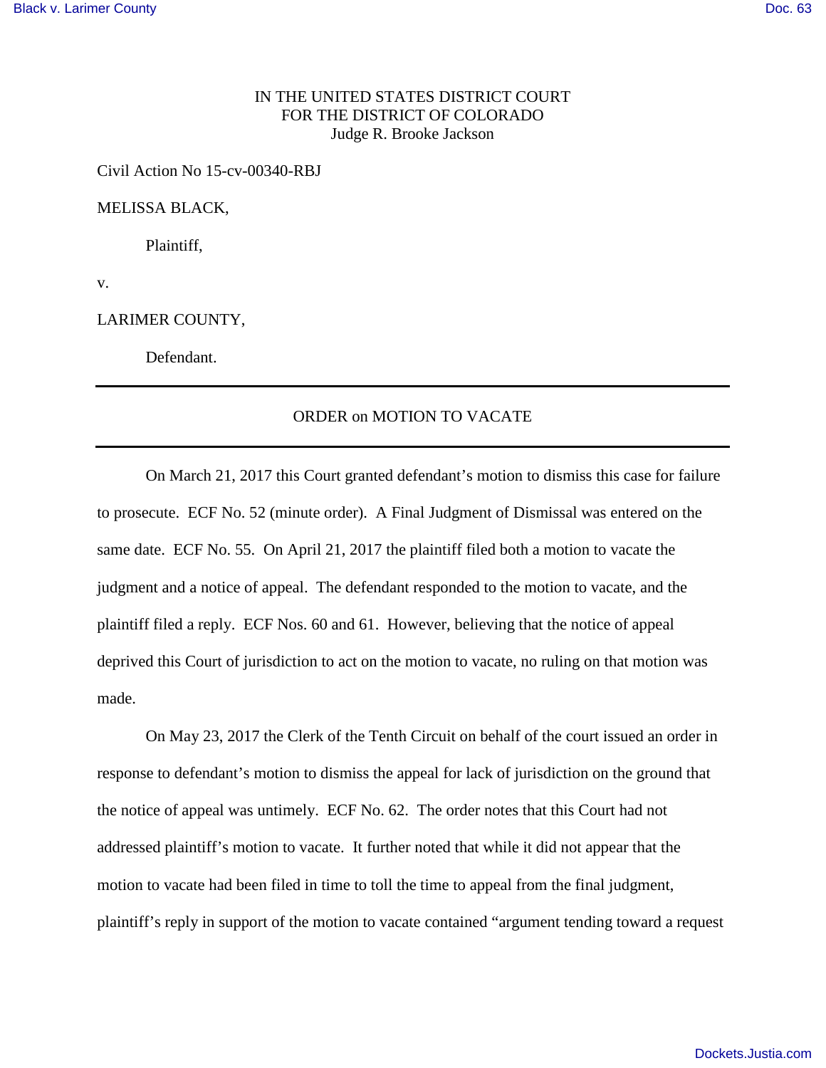IN THE UNITED STATES DISTRICT COURT
FOR THE DISTRICT OF COLORADO
Judge R. Brooke Jackson

Civil Action No 15-cv-00340-RBJ

MELISSA BLACK,

Plaintiff,

v.

LARIMER COUNTY,

Defendant.

---

ORDER on MOTION TO VACATE

---

On March 21, 2017 this Court granted defendant's motion to dismiss this case for failure to prosecute. ECF No. 52 (minute order). A Final Judgment of Dismissal was entered on the same date. ECF No. 55. On April 21, 2017 the plaintiff filed both a motion to vacate the judgment and a notice of appeal. The defendant responded to the motion to vacate, and the plaintiff filed a reply. ECF Nos. 60 and 61. However, believing that the notice of appeal deprived this Court of jurisdiction to act on the motion to vacate, no ruling on that motion was made.

On May 23, 2017 the Clerk of the Tenth Circuit on behalf of the court issued an order in response to defendant's motion to dismiss the appeal for lack of jurisdiction on the ground that the notice of appeal was untimely. ECF No. 62. The order notes that this Court had not addressed plaintiff's motion to vacate. It further noted that while it did not appear that the motion to vacate had been filed in time to toll the time to appeal from the final judgment, plaintiff's reply in support of the motion to vacate contained "argument tending toward a request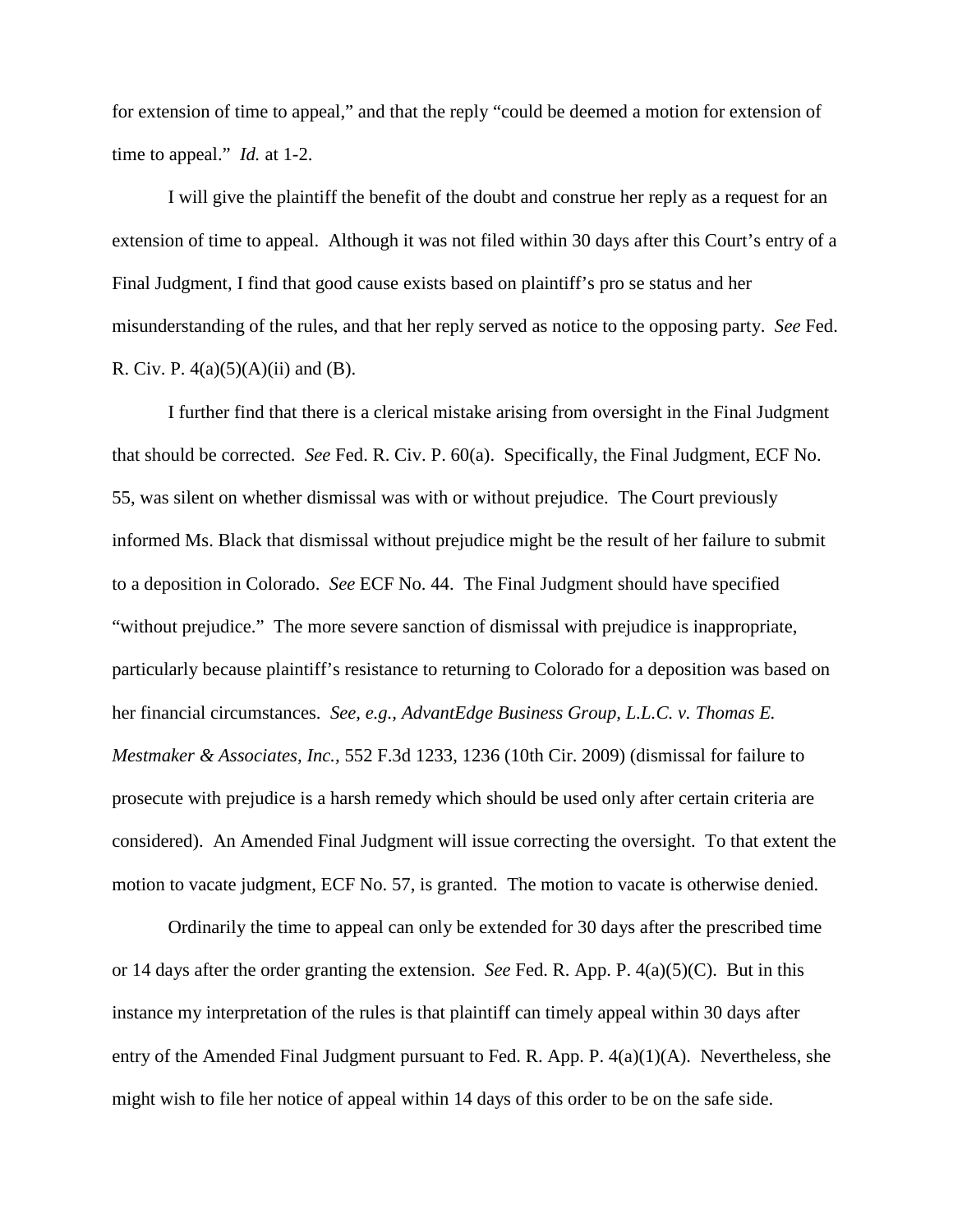for extension of time to appeal," and that the reply "could be deemed a motion for extension of time to appeal." *Id.* at 1-2.

I will give the plaintiff the benefit of the doubt and construe her reply as a request for an extension of time to appeal. Although it was not filed within 30 days after this Court's entry of a Final Judgment, I find that good cause exists based on plaintiff's pro se status and her misunderstanding of the rules, and that her reply served as notice to the opposing party. *See* Fed. R. Civ. P. 4(a)(5)(A)(ii) and (B).

I further find that there is a clerical mistake arising from oversight in the Final Judgment that should be corrected. *See* Fed. R. Civ. P. 60(a). Specifically, the Final Judgment, ECF No. 55, was silent on whether dismissal was with or without prejudice. The Court previously informed Ms. Black that dismissal without prejudice might be the result of her failure to submit to a deposition in Colorado. *See* ECF No. 44. The Final Judgment should have specified "without prejudice." The more severe sanction of dismissal with prejudice is inappropriate, particularly because plaintiff's resistance to returning to Colorado for a deposition was based on her financial circumstances. *See, e.g., AdvantEdge Business Group, L.L.C. v. Thomas E. Mestmaker & Associates, Inc.*, 552 F.3d 1233, 1236 (10th Cir. 2009) (dismissal for failure to prosecute with prejudice is a harsh remedy which should be used only after certain criteria are considered). An Amended Final Judgment will issue correcting the oversight. To that extent the motion to vacate judgment, ECF No. 57, is granted. The motion to vacate is otherwise denied.

Ordinarily the time to appeal can only be extended for 30 days after the prescribed time or 14 days after the order granting the extension. *See* Fed. R. App. P. 4(a)(5)(C). But in this instance my interpretation of the rules is that plaintiff can timely appeal within 30 days after entry of the Amended Final Judgment pursuant to Fed. R. App. P. 4(a)(1)(A). Nevertheless, she might wish to file her notice of appeal within 14 days of this order to be on the safe side.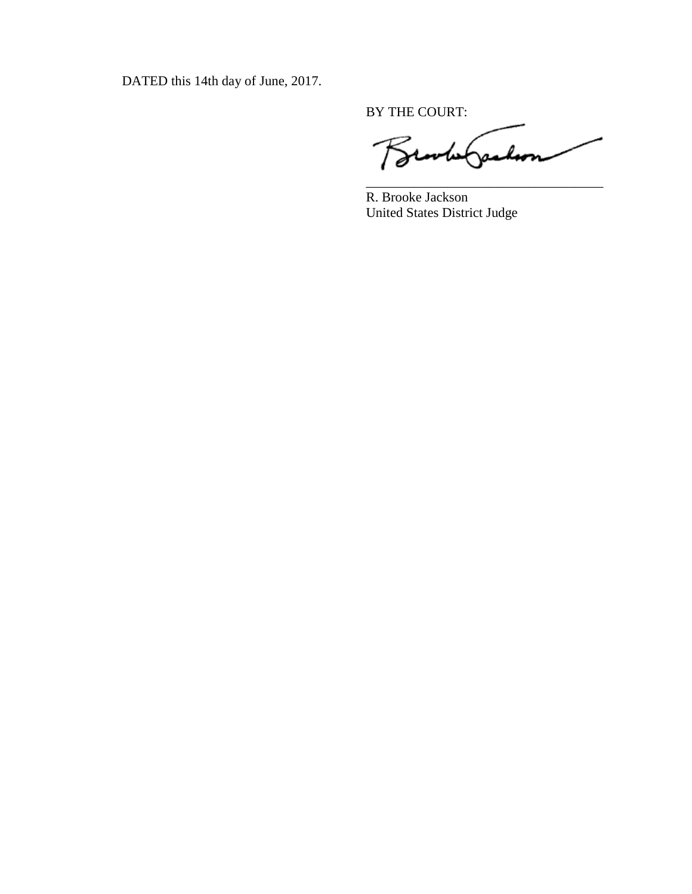DATED this 14th day of June, 2017.

BY THE COURT:

\_\_\_\_\_\_\_\_\_\_\_\_\_\_\_\_\_\_\_\_\_\_\_\_\_\_\_\_\_\_\_\_\_\_\_\_

R. Brooke Jackson
United States District Judge